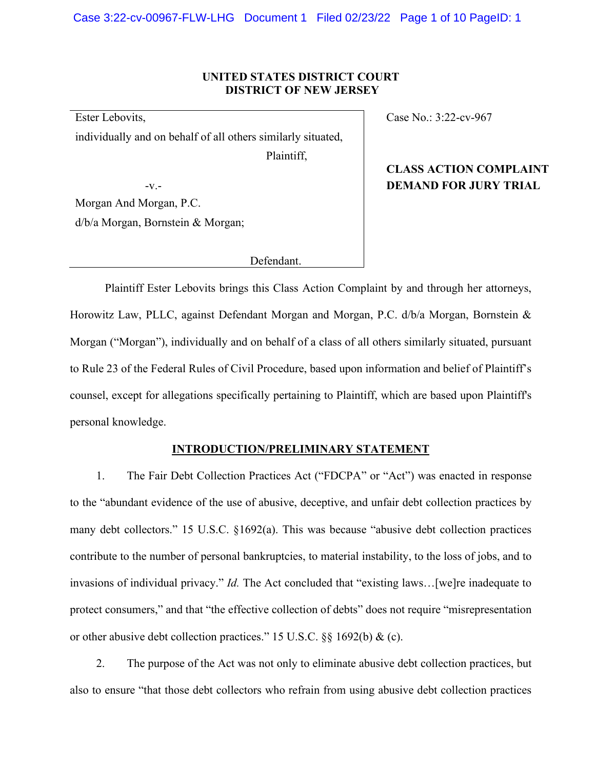**UNITED STATES DISTRICT COURT**
**DISTRICT OF NEW JERSEY**

Ester Lebovits,
individually and on behalf of all others similarly situated,
Plaintiff,

-v.-

Morgan And Morgan, P.C.
d/b/a Morgan, Bornstein & Morgan;

Defendant.

Case No.: 3:22-cv-967

**CLASS ACTION COMPLAINT**
**DEMAND FOR JURY TRIAL**

Plaintiff Ester Lebovits brings this Class Action Complaint by and through her attorneys, Horowitz Law, PLLC, against Defendant Morgan and Morgan, P.C. d/b/a Morgan, Bornstein & Morgan ("Morgan"), individually and on behalf of a class of all others similarly situated, pursuant to Rule 23 of the Federal Rules of Civil Procedure, based upon information and belief of Plaintiff's counsel, except for allegations specifically pertaining to Plaintiff, which are based upon Plaintiff's personal knowledge.

## INTRODUCTION/PRELIMINARY STATEMENT

1. The Fair Debt Collection Practices Act ("FDCPA" or "Act") was enacted in response to the "abundant evidence of the use of abusive, deceptive, and unfair debt collection practices by many debt collectors." 15 U.S.C. §1692(a). This was because "abusive debt collection practices contribute to the number of personal bankruptcies, to material instability, to the loss of jobs, and to invasions of individual privacy." *Id.* The Act concluded that "existing laws…[we]re inadequate to protect consumers," and that "the effective collection of debts" does not require "misrepresentation or other abusive debt collection practices." 15 U.S.C. §§ 1692(b) & (c).

2. The purpose of the Act was not only to eliminate abusive debt collection practices, but also to ensure "that those debt collectors who refrain from using abusive debt collection practices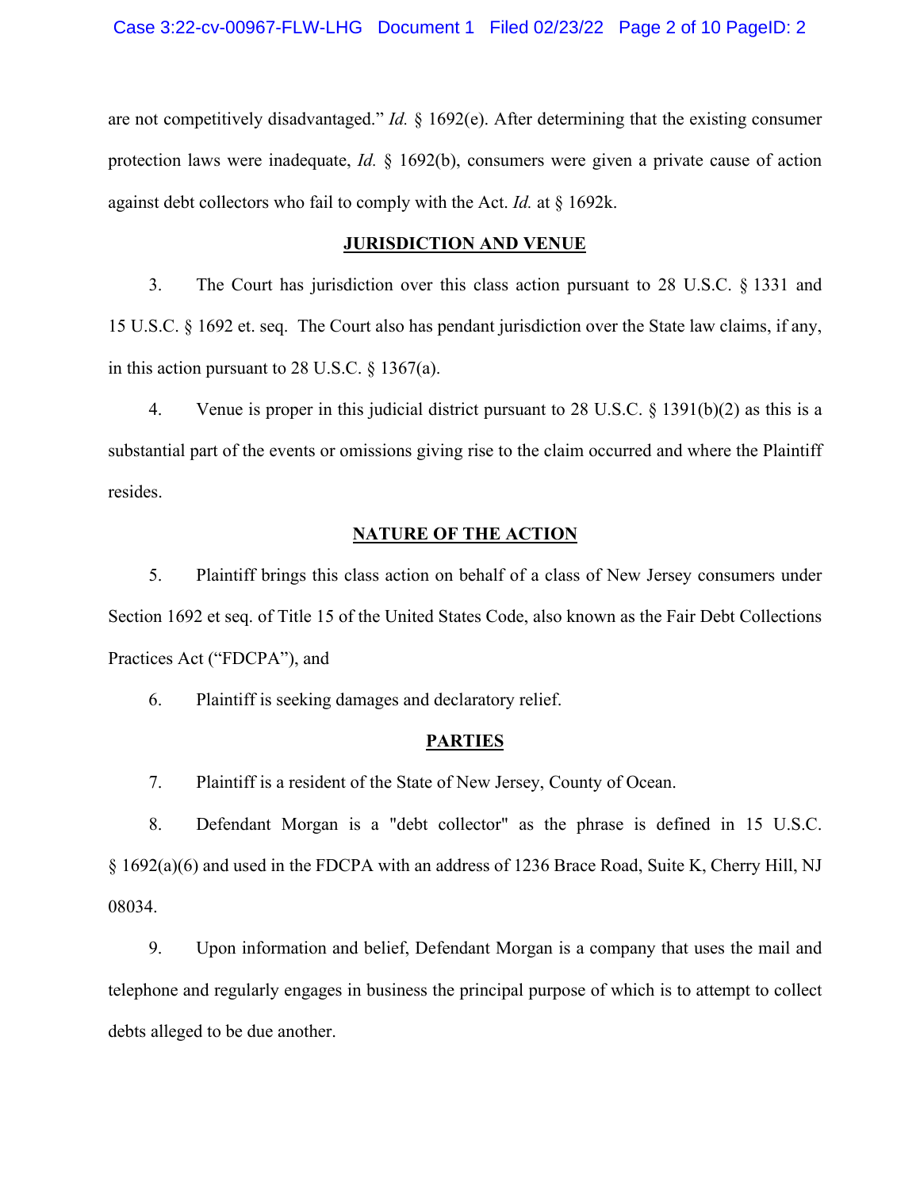are not competitively disadvantaged." *Id.* § 1692(e). After determining that the existing consumer protection laws were inadequate, *Id.* § 1692(b), consumers were given a private cause of action against debt collectors who fail to comply with the Act. *Id.* at § 1692k.

## JURISDICTION AND VENUE

3. The Court has jurisdiction over this class action pursuant to 28 U.S.C. § 1331 and 15 U.S.C. § 1692 et. seq. The Court also has pendant jurisdiction over the State law claims, if any, in this action pursuant to 28 U.S.C. § 1367(a).

4. Venue is proper in this judicial district pursuant to 28 U.S.C. § 1391(b)(2) as this is a substantial part of the events or omissions giving rise to the claim occurred and where the Plaintiff resides.

## NATURE OF THE ACTION

5. Plaintiff brings this class action on behalf of a class of New Jersey consumers under Section 1692 et seq. of Title 15 of the United States Code, also known as the Fair Debt Collections Practices Act ("FDCPA"), and

6. Plaintiff is seeking damages and declaratory relief.

## PARTIES

7. Plaintiff is a resident of the State of New Jersey, County of Ocean.

8. Defendant Morgan is a "debt collector" as the phrase is defined in 15 U.S.C. § 1692(a)(6) and used in the FDCPA with an address of 1236 Brace Road, Suite K, Cherry Hill, NJ 08034.

9. Upon information and belief, Defendant Morgan is a company that uses the mail and telephone and regularly engages in business the principal purpose of which is to attempt to collect debts alleged to be due another.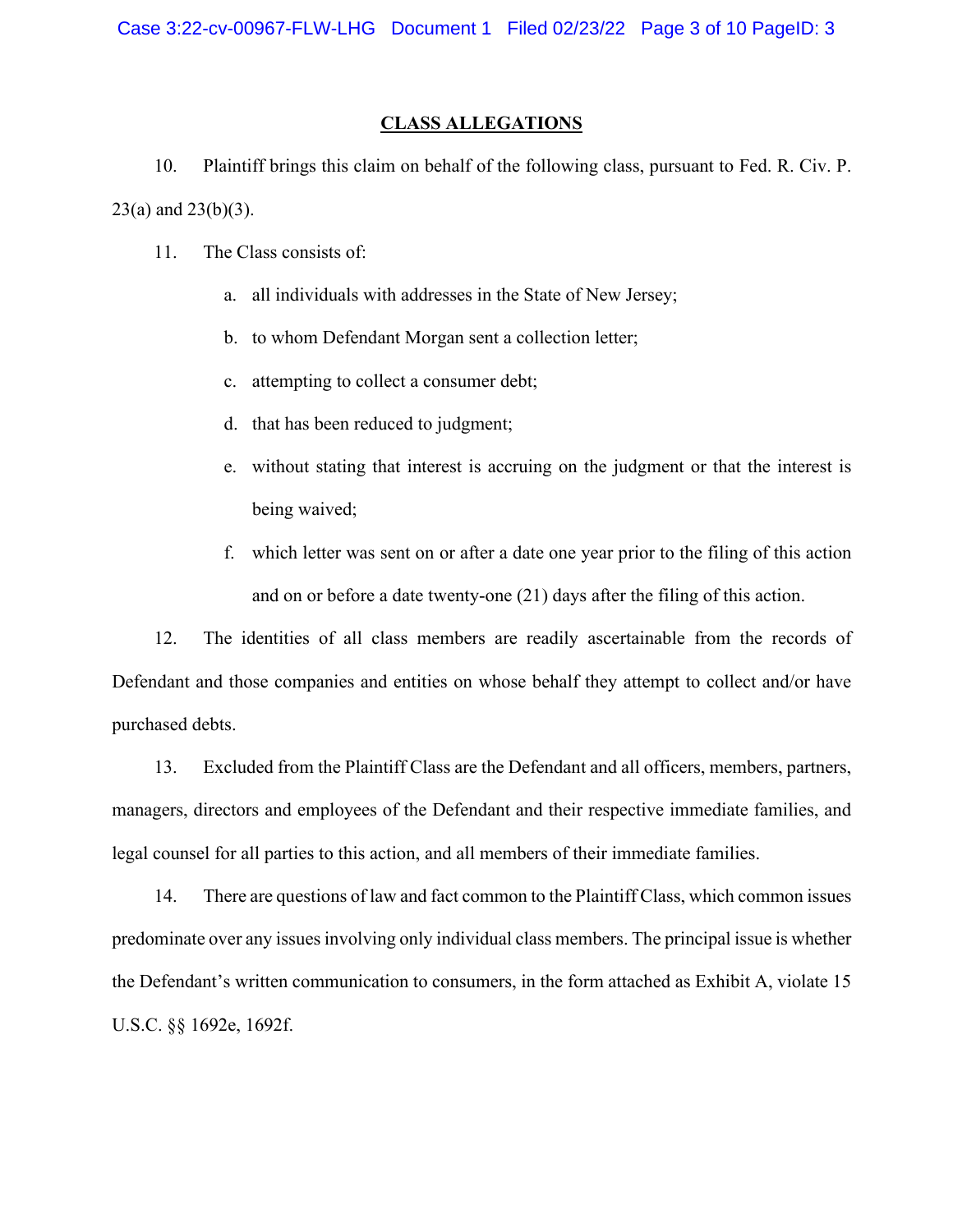## CLASS ALLEGATIONS

10. Plaintiff brings this claim on behalf of the following class, pursuant to Fed. R. Civ. P. 23(a) and 23(b)(3).

11. The Class consists of:

   a. all individuals with addresses in the State of New Jersey;

   b. to whom Defendant Morgan sent a collection letter;

   c. attempting to collect a consumer debt;

   d. that has been reduced to judgment;

   e. without stating that interest is accruing on the judgment or that the interest is being waived;

   f. which letter was sent on or after a date one year prior to the filing of this action and on or before a date twenty-one (21) days after the filing of this action.

12. The identities of all class members are readily ascertainable from the records of Defendant and those companies and entities on whose behalf they attempt to collect and/or have purchased debts.

13. Excluded from the Plaintiff Class are the Defendant and all officers, members, partners, managers, directors and employees of the Defendant and their respective immediate families, and legal counsel for all parties to this action, and all members of their immediate families.

14. There are questions of law and fact common to the Plaintiff Class, which common issues predominate over any issues involving only individual class members. The principal issue is whether the Defendant's written communication to consumers, in the form attached as Exhibit A, violate 15 U.S.C. §§ 1692e, 1692f.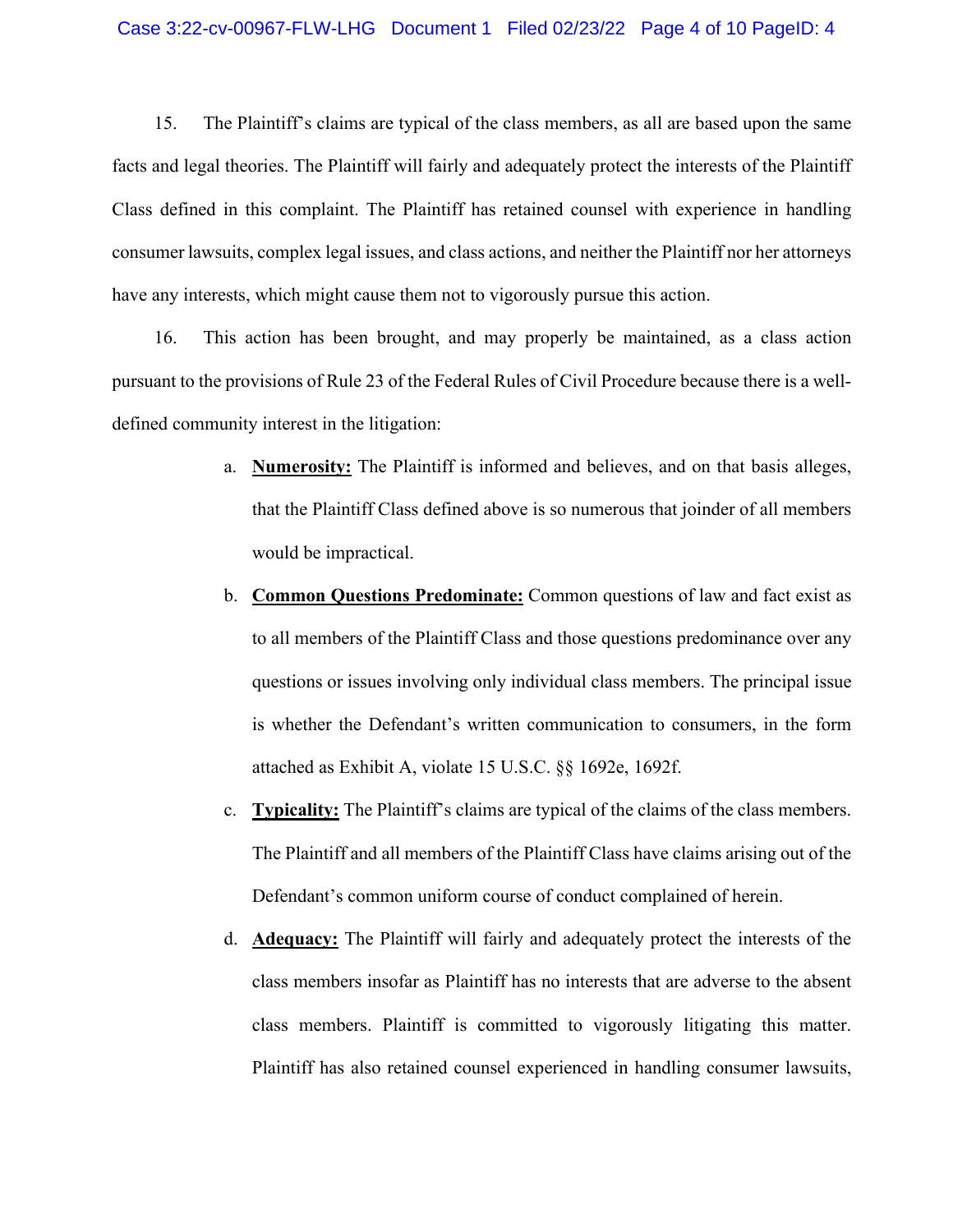15. The Plaintiff's claims are typical of the class members, as all are based upon the same facts and legal theories. The Plaintiff will fairly and adequately protect the interests of the Plaintiff Class defined in this complaint. The Plaintiff has retained counsel with experience in handling consumer lawsuits, complex legal issues, and class actions, and neither the Plaintiff nor her attorneys have any interests, which might cause them not to vigorously pursue this action.

16. This action has been brought, and may properly be maintained, as a class action pursuant to the provisions of Rule 23 of the Federal Rules of Civil Procedure because there is a well-defined community interest in the litigation:

a. **Numerosity:** The Plaintiff is informed and believes, and on that basis alleges, that the Plaintiff Class defined above is so numerous that joinder of all members would be impractical.

b. **Common Questions Predominate:** Common questions of law and fact exist as to all members of the Plaintiff Class and those questions predominance over any questions or issues involving only individual class members. The principal issue is whether the Defendant's written communication to consumers, in the form attached as Exhibit A, violate 15 U.S.C. §§ 1692e, 1692f.

c. **Typicality:** The Plaintiff's claims are typical of the claims of the class members. The Plaintiff and all members of the Plaintiff Class have claims arising out of the Defendant's common uniform course of conduct complained of herein.

d. **Adequacy:** The Plaintiff will fairly and adequately protect the interests of the class members insofar as Plaintiff has no interests that are adverse to the absent class members. Plaintiff is committed to vigorously litigating this matter. Plaintiff has also retained counsel experienced in handling consumer lawsuits,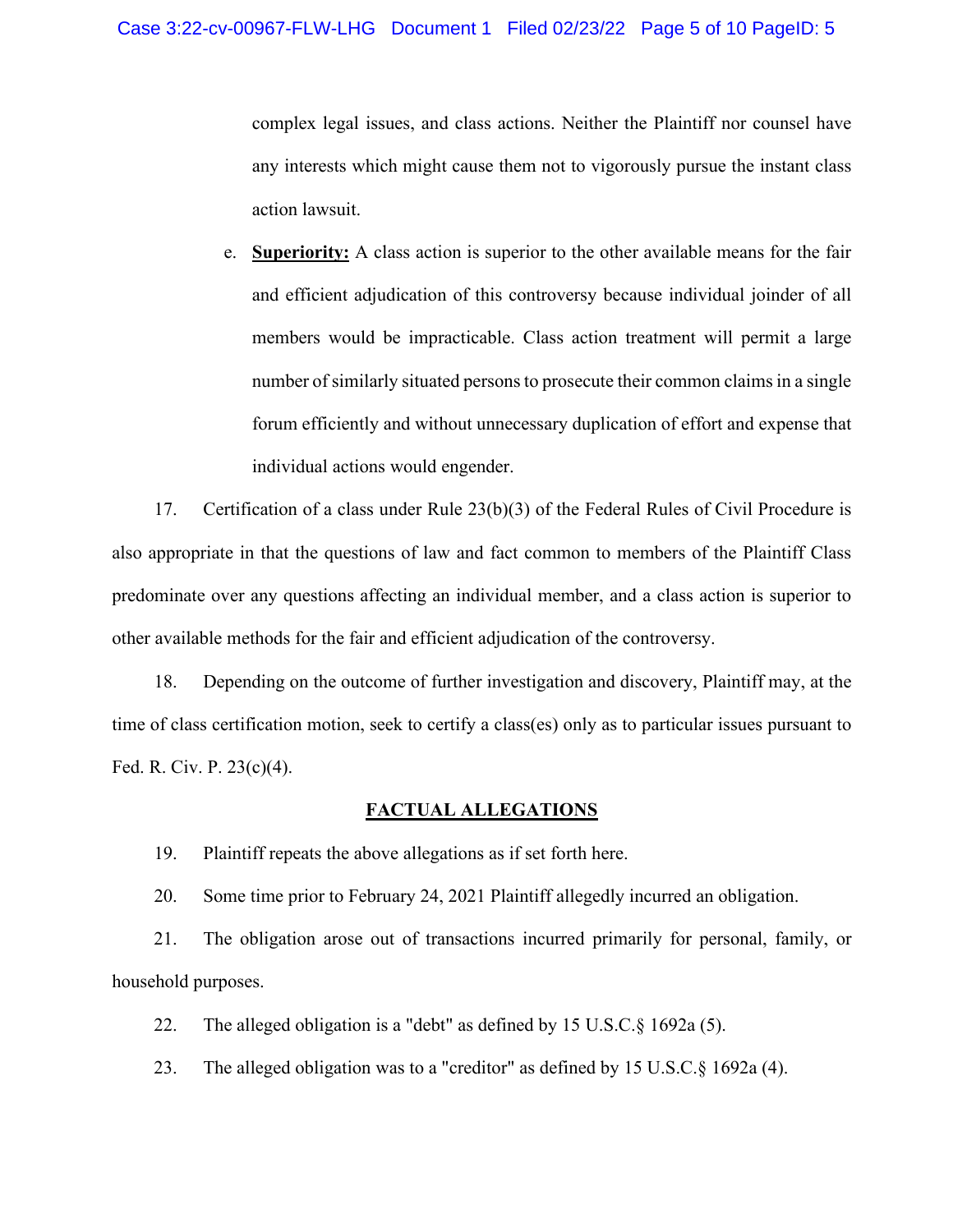complex legal issues, and class actions. Neither the Plaintiff nor counsel have any interests which might cause them not to vigorously pursue the instant class action lawsuit.

e. **Superiority:** A class action is superior to the other available means for the fair and efficient adjudication of this controversy because individual joinder of all members would be impracticable. Class action treatment will permit a large number of similarly situated persons to prosecute their common claims in a single forum efficiently and without unnecessary duplication of effort and expense that individual actions would engender.

17. Certification of a class under Rule 23(b)(3) of the Federal Rules of Civil Procedure is also appropriate in that the questions of law and fact common to members of the Plaintiff Class predominate over any questions affecting an individual member, and a class action is superior to other available methods for the fair and efficient adjudication of the controversy.

18. Depending on the outcome of further investigation and discovery, Plaintiff may, at the time of class certification motion, seek to certify a class(es) only as to particular issues pursuant to Fed. R. Civ. P. 23(c)(4).

## FACTUAL ALLEGATIONS

19. Plaintiff repeats the above allegations as if set forth here.

20. Some time prior to February 24, 2021 Plaintiff allegedly incurred an obligation.

21. The obligation arose out of transactions incurred primarily for personal, family, or household purposes.

22. The alleged obligation is a "debt" as defined by 15 U.S.C.§ 1692a (5).

23. The alleged obligation was to a "creditor" as defined by 15 U.S.C.§ 1692a (4).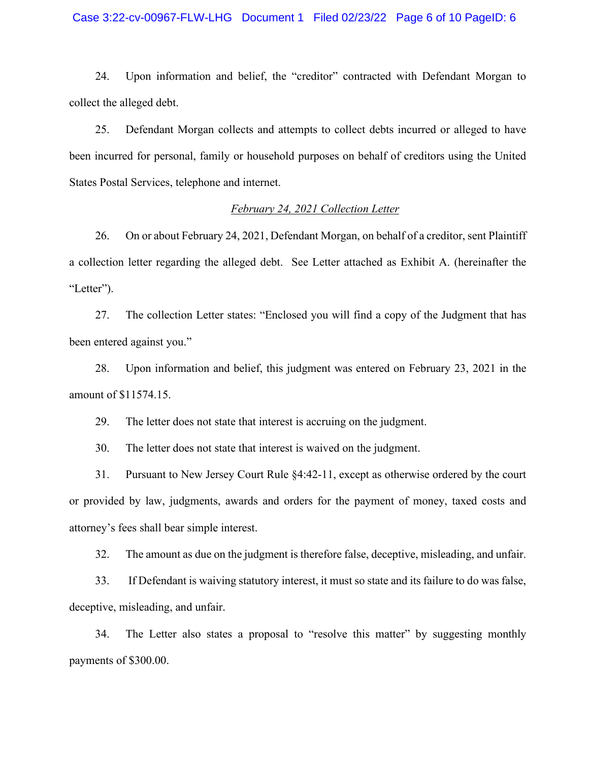24. Upon information and belief, the "creditor" contracted with Defendant Morgan to collect the alleged debt.

25. Defendant Morgan collects and attempts to collect debts incurred or alleged to have been incurred for personal, family or household purposes on behalf of creditors using the United States Postal Services, telephone and internet.

*February 24, 2021 Collection Letter*

26. On or about February 24, 2021, Defendant Morgan, on behalf of a creditor, sent Plaintiff a collection letter regarding the alleged debt. See Letter attached as Exhibit A. (hereinafter the "Letter").

27. The collection Letter states: "Enclosed you will find a copy of the Judgment that has been entered against you."

28. Upon information and belief, this judgment was entered on February 23, 2021 in the amount of $11574.15.

29. The letter does not state that interest is accruing on the judgment.

30. The letter does not state that interest is waived on the judgment.

31. Pursuant to New Jersey Court Rule §4:42-11, except as otherwise ordered by the court or provided by law, judgments, awards and orders for the payment of money, taxed costs and attorney's fees shall bear simple interest.

32. The amount as due on the judgment is therefore false, deceptive, misleading, and unfair.

33. If Defendant is waiving statutory interest, it must so state and its failure to do was false, deceptive, misleading, and unfair.

34. The Letter also states a proposal to "resolve this matter" by suggesting monthly payments of $300.00.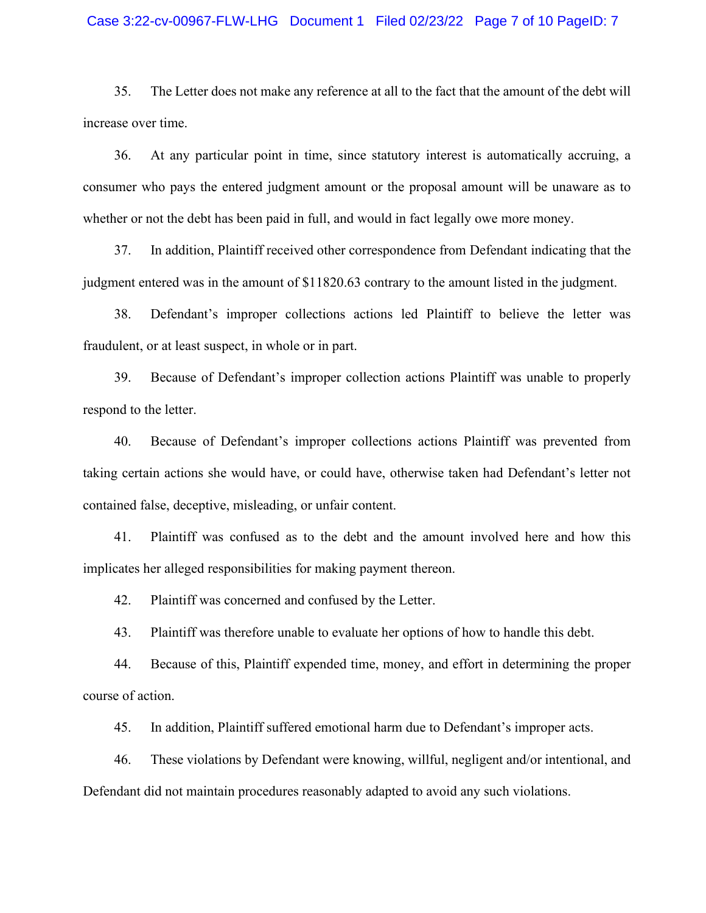35. The Letter does not make any reference at all to the fact that the amount of the debt will increase over time.

36. At any particular point in time, since statutory interest is automatically accruing, a consumer who pays the entered judgment amount or the proposal amount will be unaware as to whether or not the debt has been paid in full, and would in fact legally owe more money.

37. In addition, Plaintiff received other correspondence from Defendant indicating that the judgment entered was in the amount of $11820.63 contrary to the amount listed in the judgment.

38. Defendant's improper collections actions led Plaintiff to believe the letter was fraudulent, or at least suspect, in whole or in part.

39. Because of Defendant's improper collection actions Plaintiff was unable to properly respond to the letter.

40. Because of Defendant's improper collections actions Plaintiff was prevented from taking certain actions she would have, or could have, otherwise taken had Defendant's letter not contained false, deceptive, misleading, or unfair content.

41. Plaintiff was confused as to the debt and the amount involved here and how this implicates her alleged responsibilities for making payment thereon.

42. Plaintiff was concerned and confused by the Letter.

43. Plaintiff was therefore unable to evaluate her options of how to handle this debt.

44. Because of this, Plaintiff expended time, money, and effort in determining the proper course of action.

45. In addition, Plaintiff suffered emotional harm due to Defendant's improper acts.

46. These violations by Defendant were knowing, willful, negligent and/or intentional, and Defendant did not maintain procedures reasonably adapted to avoid any such violations.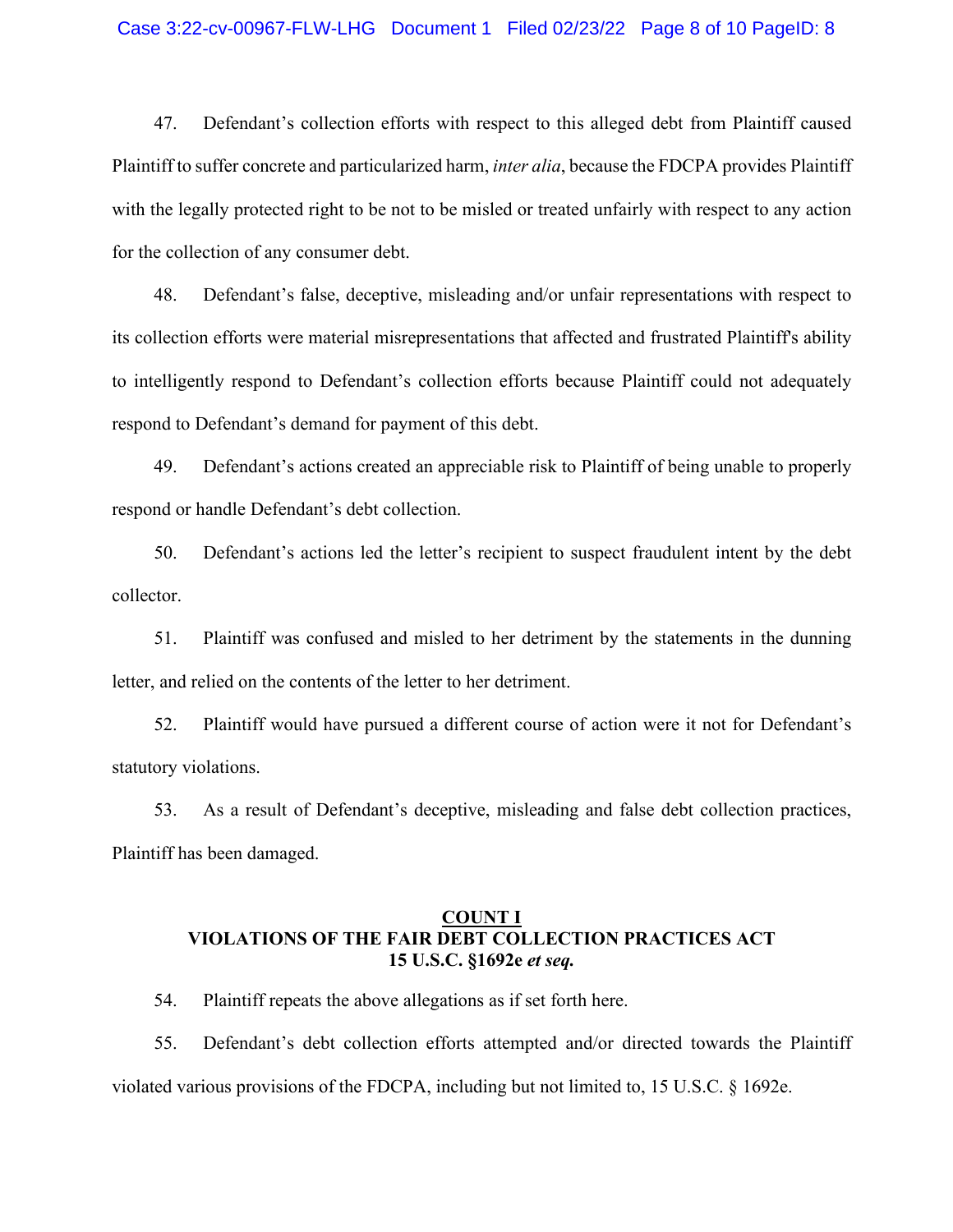47. Defendant's collection efforts with respect to this alleged debt from Plaintiff caused Plaintiff to suffer concrete and particularized harm, *inter alia*, because the FDCPA provides Plaintiff with the legally protected right to be not to be misled or treated unfairly with respect to any action for the collection of any consumer debt.

48. Defendant's false, deceptive, misleading and/or unfair representations with respect to its collection efforts were material misrepresentations that affected and frustrated Plaintiff's ability to intelligently respond to Defendant's collection efforts because Plaintiff could not adequately respond to Defendant's demand for payment of this debt.

49. Defendant's actions created an appreciable risk to Plaintiff of being unable to properly respond or handle Defendant's debt collection.

50. Defendant's actions led the letter's recipient to suspect fraudulent intent by the debt collector.

51. Plaintiff was confused and misled to her detriment by the statements in the dunning letter, and relied on the contents of the letter to her detriment.

52. Plaintiff would have pursued a different course of action were it not for Defendant's statutory violations.

53. As a result of Defendant's deceptive, misleading and false debt collection practices, Plaintiff has been damaged.

## COUNT I
## VIOLATIONS OF THE FAIR DEBT COLLECTION PRACTICES ACT
## 15 U.S.C. §1692e *et seq.*

54. Plaintiff repeats the above allegations as if set forth here.

55. Defendant's debt collection efforts attempted and/or directed towards the Plaintiff violated various provisions of the FDCPA, including but not limited to, 15 U.S.C. § 1692e.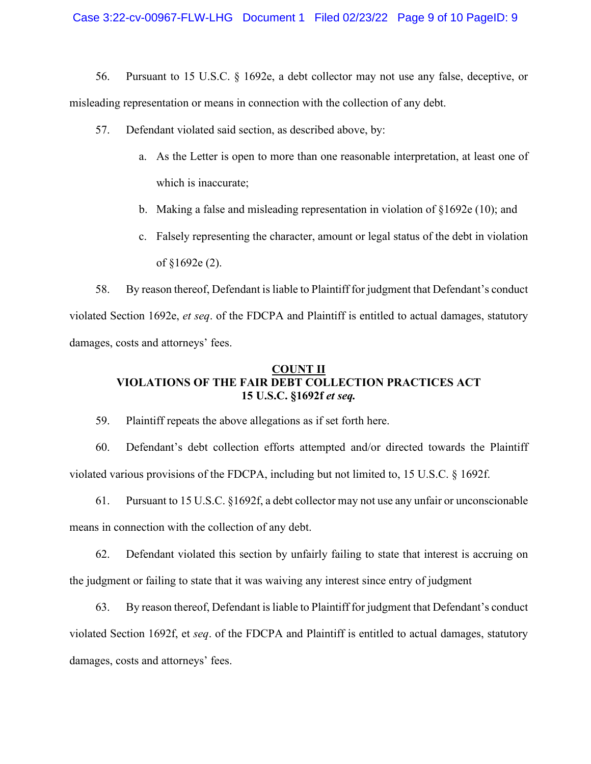56. Pursuant to 15 U.S.C. § 1692e, a debt collector may not use any false, deceptive, or misleading representation or means in connection with the collection of any debt.

57. Defendant violated said section, as described above, by:

   a. As the Letter is open to more than one reasonable interpretation, at least one of which is inaccurate;

   b. Making a false and misleading representation in violation of §1692e (10); and

   c. Falsely representing the character, amount or legal status of the debt in violation of §1692e (2).

58. By reason thereof, Defendant is liable to Plaintiff for judgment that Defendant's conduct violated Section 1692e, *et seq*. of the FDCPA and Plaintiff is entitled to actual damages, statutory damages, costs and attorneys' fees.

## <u>COUNT II</u>
## VIOLATIONS OF THE FAIR DEBT COLLECTION PRACTICES ACT
## 15 U.S.C. §1692f *et seq.*

59. Plaintiff repeats the above allegations as if set forth here.

60. Defendant's debt collection efforts attempted and/or directed towards the Plaintiff violated various provisions of the FDCPA, including but not limited to, 15 U.S.C. § 1692f.

61. Pursuant to 15 U.S.C. §1692f, a debt collector may not use any unfair or unconscionable means in connection with the collection of any debt.

62. Defendant violated this section by unfairly failing to state that interest is accruing on the judgment or failing to state that it was waiving any interest since entry of judgment

63. By reason thereof, Defendant is liable to Plaintiff for judgment that Defendant's conduct violated Section 1692f, et *seq*. of the FDCPA and Plaintiff is entitled to actual damages, statutory damages, costs and attorneys' fees.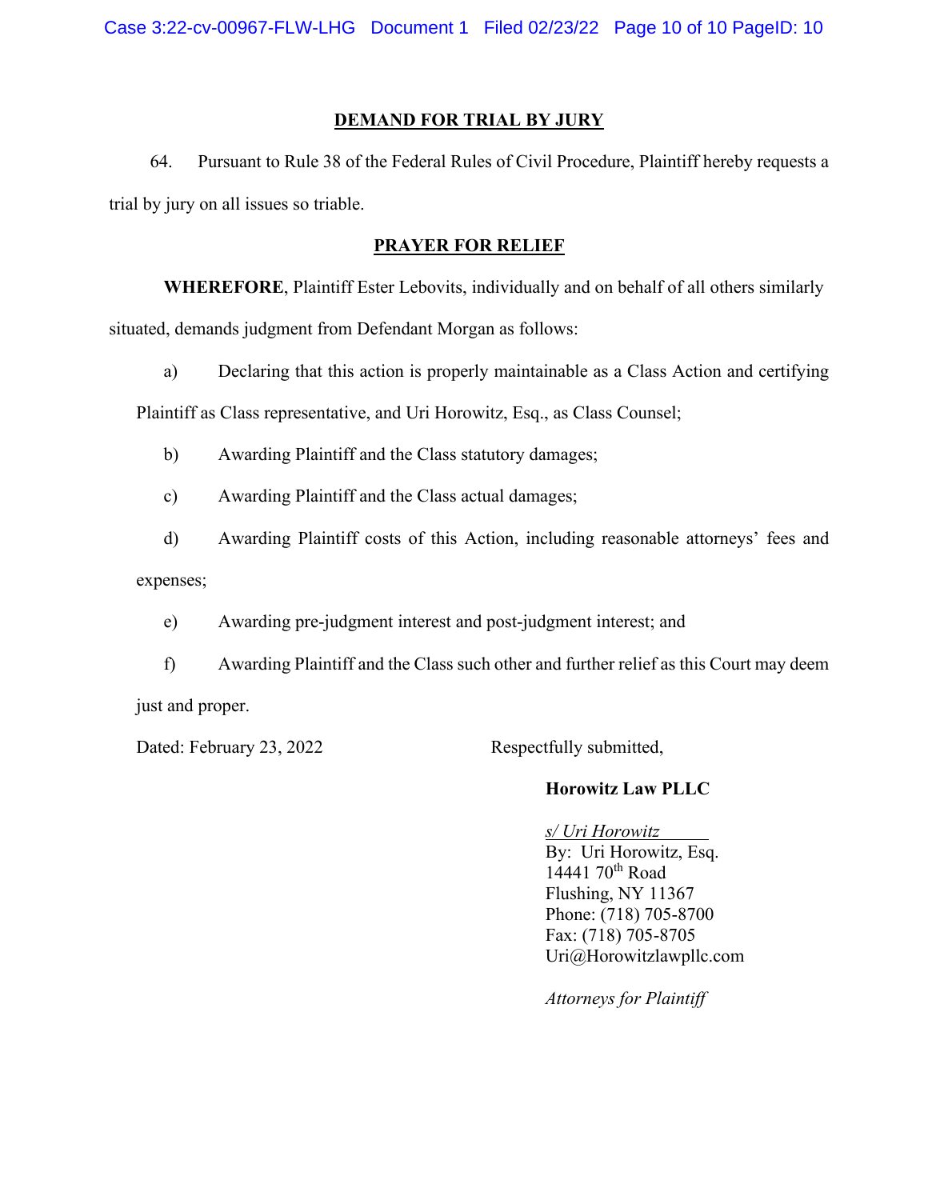## DEMAND FOR TRIAL BY JURY

64. Pursuant to Rule 38 of the Federal Rules of Civil Procedure, Plaintiff hereby requests a trial by jury on all issues so triable.

## PRAYER FOR RELIEF

**WHEREFORE**, Plaintiff Ester Lebovits, individually and on behalf of all others similarly situated, demands judgment from Defendant Morgan as follows:

a) Declaring that this action is properly maintainable as a Class Action and certifying Plaintiff as Class representative, and Uri Horowitz, Esq., as Class Counsel;

b) Awarding Plaintiff and the Class statutory damages;

c) Awarding Plaintiff and the Class actual damages;

d) Awarding Plaintiff costs of this Action, including reasonable attorneys' fees and expenses;

e) Awarding pre-judgment interest and post-judgment interest; and

f) Awarding Plaintiff and the Class such other and further relief as this Court may deem just and proper.

Dated: February 23, 2022

Respectfully submitted,

**Horowitz Law PLLC**

*s/ Uri Horowitz*
By: Uri Horowitz, Esq.
14441 70th Road
Flushing, NY 11367
Phone: (718) 705-8700
Fax: (718) 705-8705
Uri@Horowitzlawpllc.com

*Attorneys for Plaintiff*